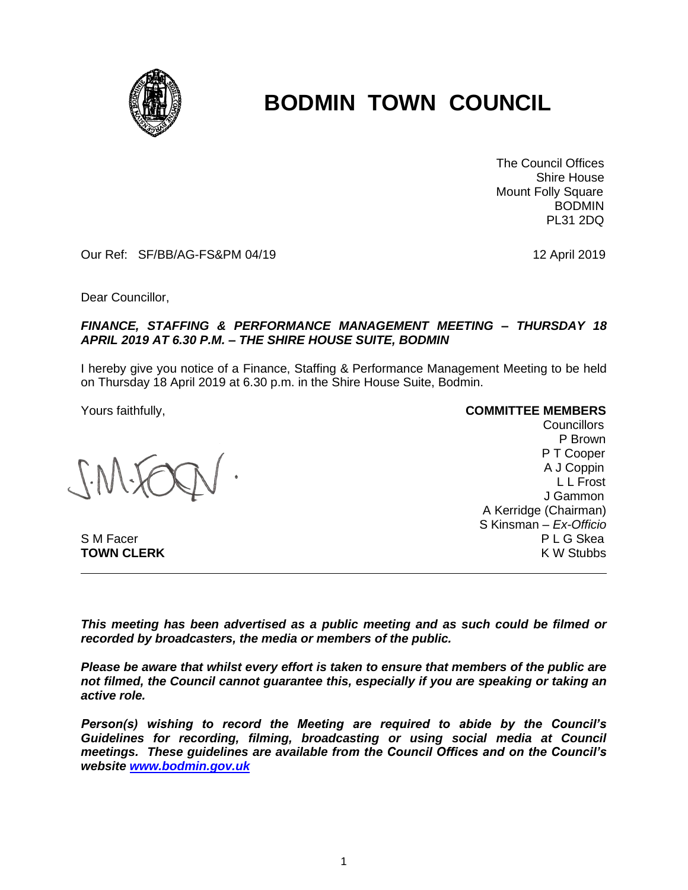# BODMIN TOWN COUNCIL

The Council Offices
Shire House
Mount Folly Square
BODMIN
PL31 2DQ

Our Ref: SF/BB/AG-FS&PM 04/19

12 April 2019

Dear Councillor,

***FINANCE, STAFFING & PERFORMANCE MANAGEMENT MEETING – THURSDAY 18 APRIL 2019 AT 6.30 P.M. – THE SHIRE HOUSE SUITE, BODMIN***

I hereby give you notice of a Finance, Staffing & Performance Management Meeting to be held on Thursday 18 April 2019 at 6.30 p.m. in the Shire House Suite, Bodmin.

Yours faithfully,

S M Facer
**TOWN CLERK**

**COMMITTEE MEMBERS**

Councillors
P Brown
P T Cooper
A J Coppin
L L Frost
J Gammon
A Kerridge (Chairman)
S Kinsman – *Ex-Officio*
P L G Skea
K W Stubbs

---

***This meeting has been advertised as a public meeting and as such could be filmed or recorded by broadcasters, the media or members of the public.***

***Please be aware that whilst every effort is taken to ensure that members of the public are not filmed, the Council cannot guarantee this, especially if you are speaking or taking an active role.***

***Person(s) wishing to record the Meeting are required to abide by the Council's Guidelines for recording, filming, broadcasting or using social media at Council meetings. These guidelines are available from the Council Offices and on the Council's website [www.bodmin.gov.uk](http://www.bodmin.gov.uk)***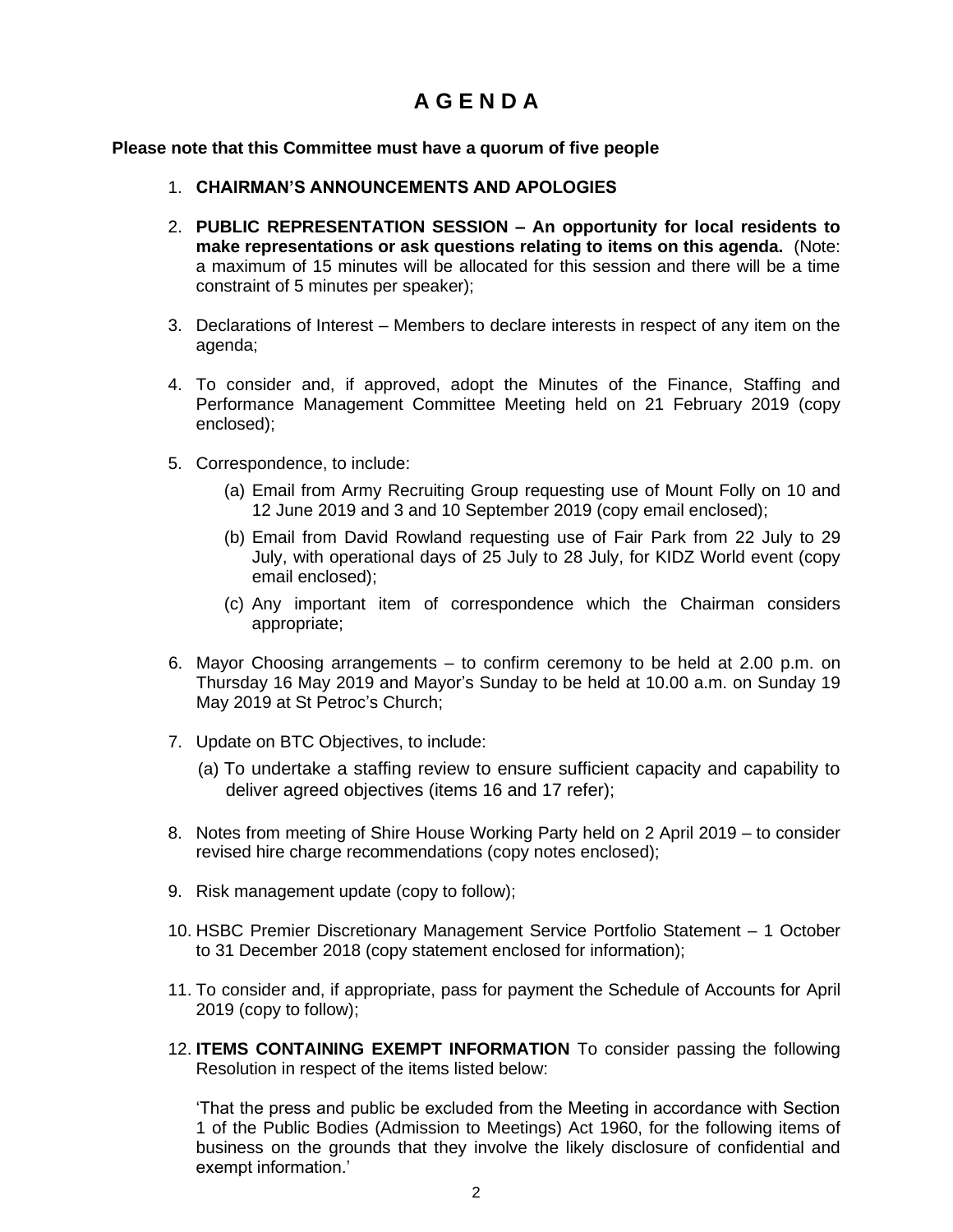# A G E N D A

**Please note that this Committee must have a quorum of five people**

1. **CHAIRMAN'S ANNOUNCEMENTS AND APOLOGIES**

2. **PUBLIC REPRESENTATION SESSION – An opportunity for local residents to make representations or ask questions relating to items on this agenda.** (Note: a maximum of 15 minutes will be allocated for this session and there will be a time constraint of 5 minutes per speaker);

3. Declarations of Interest – Members to declare interests in respect of any item on the agenda;

4. To consider and, if approved, adopt the Minutes of the Finance, Staffing and Performance Management Committee Meeting held on 21 February 2019 (copy enclosed);

5. Correspondence, to include:
   (a) Email from Army Recruiting Group requesting use of Mount Folly on 10 and 12 June 2019 and 3 and 10 September 2019 (copy email enclosed);
   (b) Email from David Rowland requesting use of Fair Park from 22 July to 29 July, with operational days of 25 July to 28 July, for KIDZ World event (copy email enclosed);
   (c) Any important item of correspondence which the Chairman considers appropriate;

6. Mayor Choosing arrangements – to confirm ceremony to be held at 2.00 p.m. on Thursday 16 May 2019 and Mayor's Sunday to be held at 10.00 a.m. on Sunday 19 May 2019 at St Petroc's Church;

7. Update on BTC Objectives, to include:
   (a) To undertake a staffing review to ensure sufficient capacity and capability to deliver agreed objectives (items 16 and 17 refer);

8. Notes from meeting of Shire House Working Party held on 2 April 2019 – to consider revised hire charge recommendations (copy notes enclosed);

9. Risk management update (copy to follow);

10. HSBC Premier Discretionary Management Service Portfolio Statement – 1 October to 31 December 2018 (copy statement enclosed for information);

11. To consider and, if appropriate, pass for payment the Schedule of Accounts for April 2019 (copy to follow);

12. **ITEMS CONTAINING EXEMPT INFORMATION** To consider passing the following Resolution in respect of the items listed below:

    'That the press and public be excluded from the Meeting in accordance with Section 1 of the Public Bodies (Admission to Meetings) Act 1960, for the following items of business on the grounds that they involve the likely disclosure of confidential and exempt information.'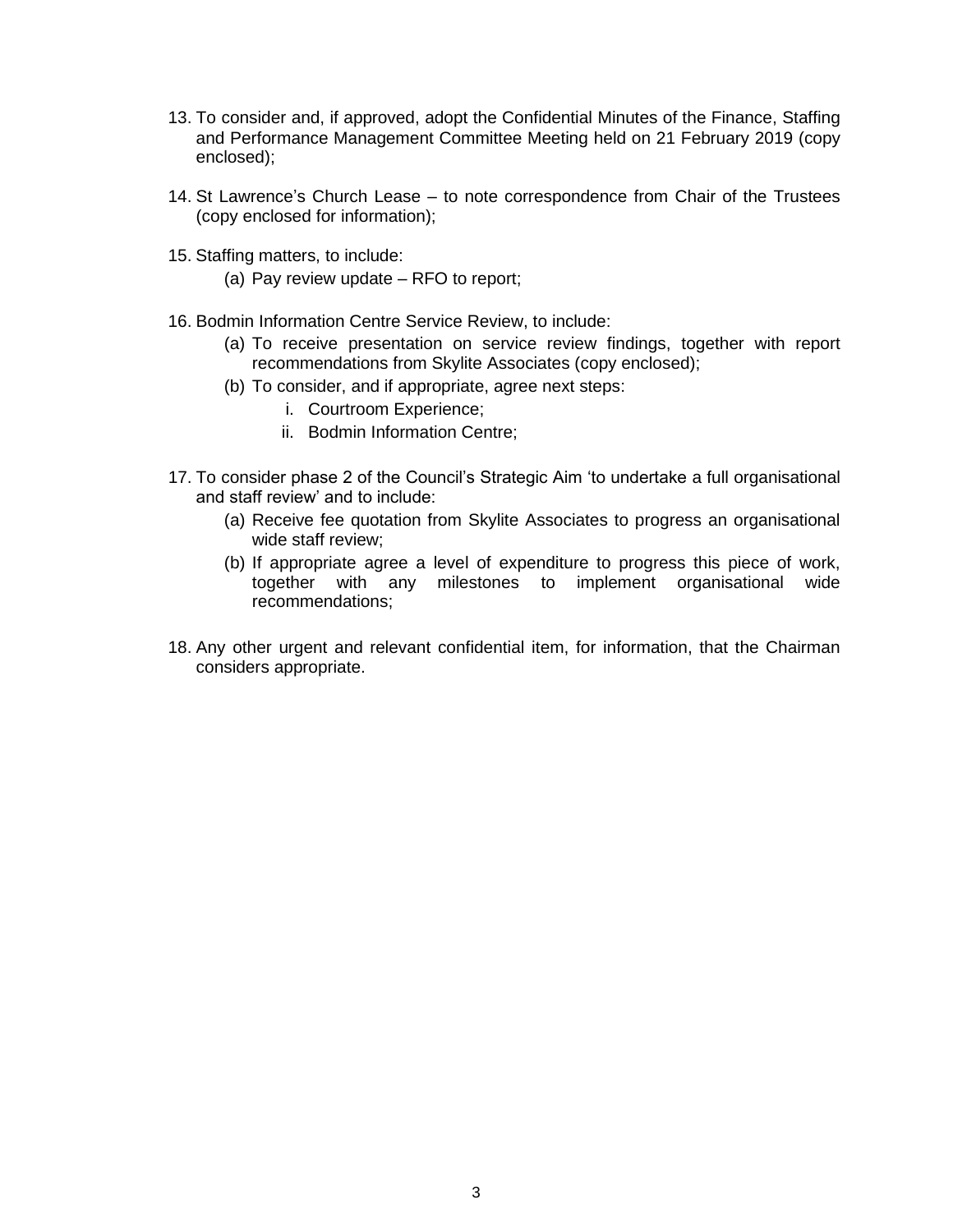13. To consider and, if approved, adopt the Confidential Minutes of the Finance, Staffing and Performance Management Committee Meeting held on 21 February 2019 (copy enclosed);

14. St Lawrence's Church Lease – to note correspondence from Chair of the Trustees (copy enclosed for information);

15. Staffing matters, to include:
    (a) Pay review update – RFO to report;

16. Bodmin Information Centre Service Review, to include:
    (a) To receive presentation on service review findings, together with report recommendations from Skylite Associates (copy enclosed);
    (b) To consider, and if appropriate, agree next steps:
        i. Courtroom Experience;
        ii. Bodmin Information Centre;

17. To consider phase 2 of the Council's Strategic Aim 'to undertake a full organisational and staff review' and to include:
    (a) Receive fee quotation from Skylite Associates to progress an organisational wide staff review;
    (b) If appropriate agree a level of expenditure to progress this piece of work, together with any milestones to implement organisational wide recommendations;

18. Any other urgent and relevant confidential item, for information, that the Chairman considers appropriate.